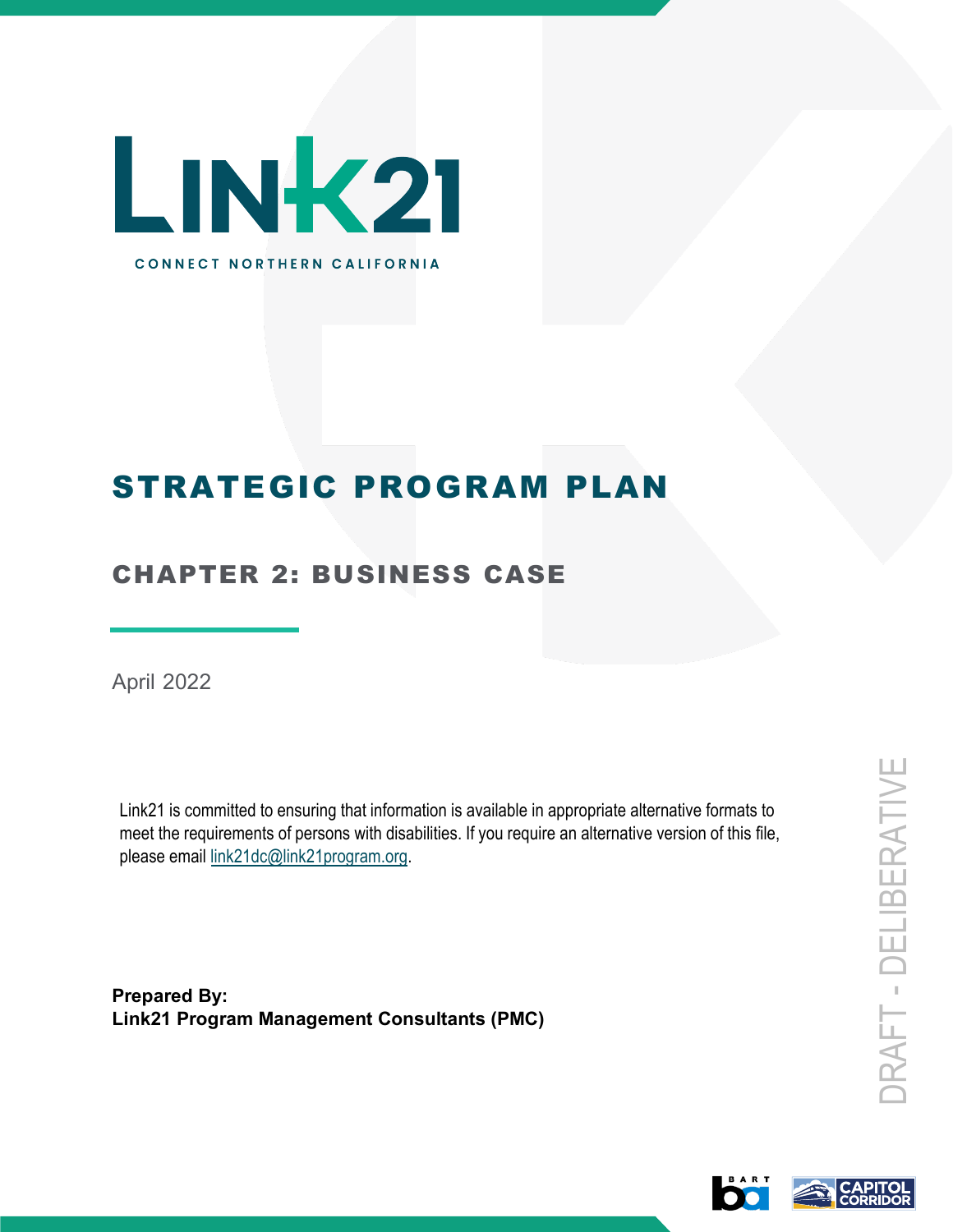# LINK21

CONNECT NORTHERN CALIFORNIA

# STRATEGIC PROGRAM PLAN

## CHAPTER 2: BUSINESS CASE

April 2022

Link21 is committed to ensuring that information is available in appropriate alternative formats to meet the requirements of persons with disabilities. If you require an alternative version of this file, please email link21dc@link21program.org.

**Prepared By:**
**Link21 Program Management Consultants (PMC)**

DRAFT - DELIBERATIVE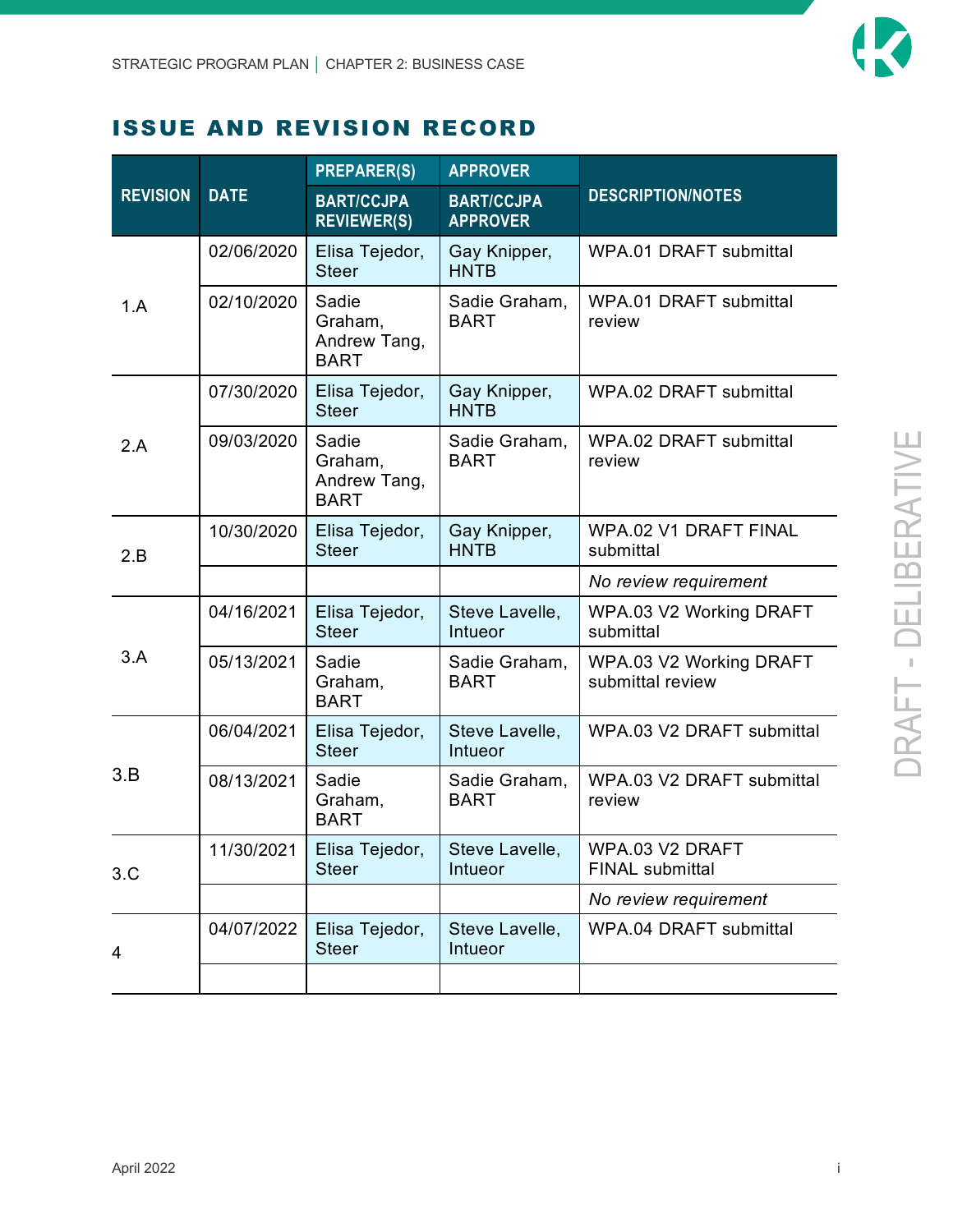# ISSUE AND REVISION RECORD

| REVISION | DATE | PREPARER(S) / BART/CCJPA REVIEWER(S) | APPROVER / BART/CCJPA APPROVER | DESCRIPTION/NOTES |
|---|---|---|---|---|
| 1.A | 02/06/2020 | Elisa Tejedor, Steer | Gay Knipper, HNTB | WPA.01 DRAFT submittal |
| | 02/10/2020 | Sadie Graham, Andrew Tang, BART | Sadie Graham, BART | WPA.01 DRAFT submittal review |
| 2.A | 07/30/2020 | Elisa Tejedor, Steer | Gay Knipper, HNTB | WPA.02 DRAFT submittal |
| | 09/03/2020 | Sadie Graham, Andrew Tang, BART | Sadie Graham, BART | WPA.02 DRAFT submittal review |
| 2.B | 10/30/2020 | Elisa Tejedor, Steer | Gay Knipper, HNTB | WPA.02 V1 DRAFT FINAL submittal |
| | | | | *No review requirement* |
| 3.A | 04/16/2021 | Elisa Tejedor, Steer | Steve Lavelle, Intueor | WPA.03 V2 Working DRAFT submittal |
| | 05/13/2021 | Sadie Graham, BART | Sadie Graham, BART | WPA.03 V2 Working DRAFT submittal review |
| 3.B | 06/04/2021 | Elisa Tejedor, Steer | Steve Lavelle, Intueor | WPA.03 V2 DRAFT submittal |
| | 08/13/2021 | Sadie Graham, BART | Sadie Graham, BART | WPA.03 V2 DRAFT submittal review |
| 3.C | 11/30/2021 | Elisa Tejedor, Steer | Steve Lavelle, Intueor | WPA.03 V2 DRAFT FINAL submittal |
| | | | | *No review requirement* |
| 4 | 04/07/2022 | Elisa Tejedor, Steer | Steve Lavelle, Intueor | WPA.04 DRAFT submittal |
| | | | | |

DRAFT - DELIBERATIVE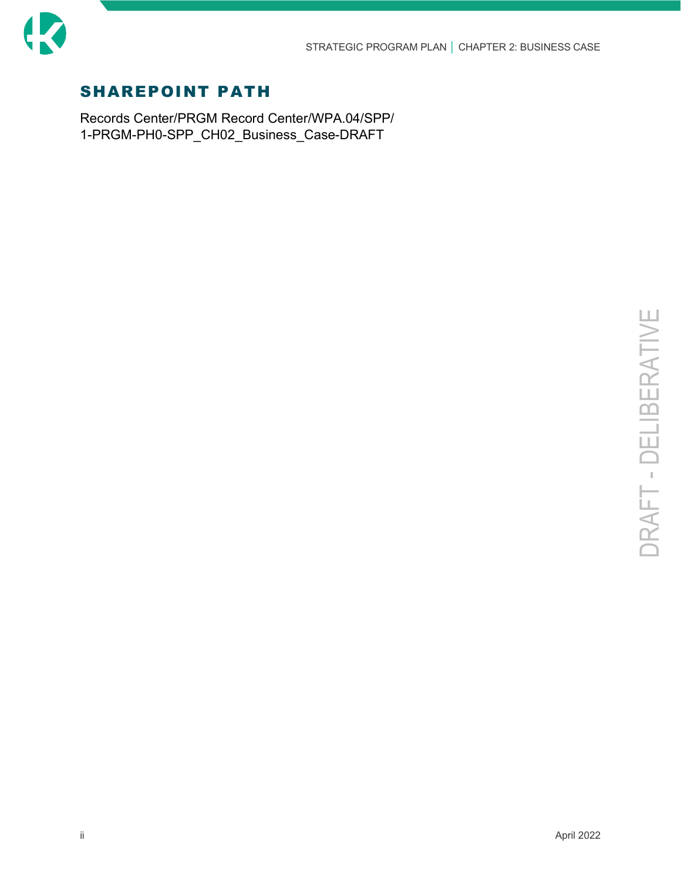# SHAREPOINT PATH

Records Center/PRGM Record Center/WPA.04/SPP/
1-PRGM-PH0-SPP_CH02_Business_Case-DRAFT

DRAFT - DELIBERATIVE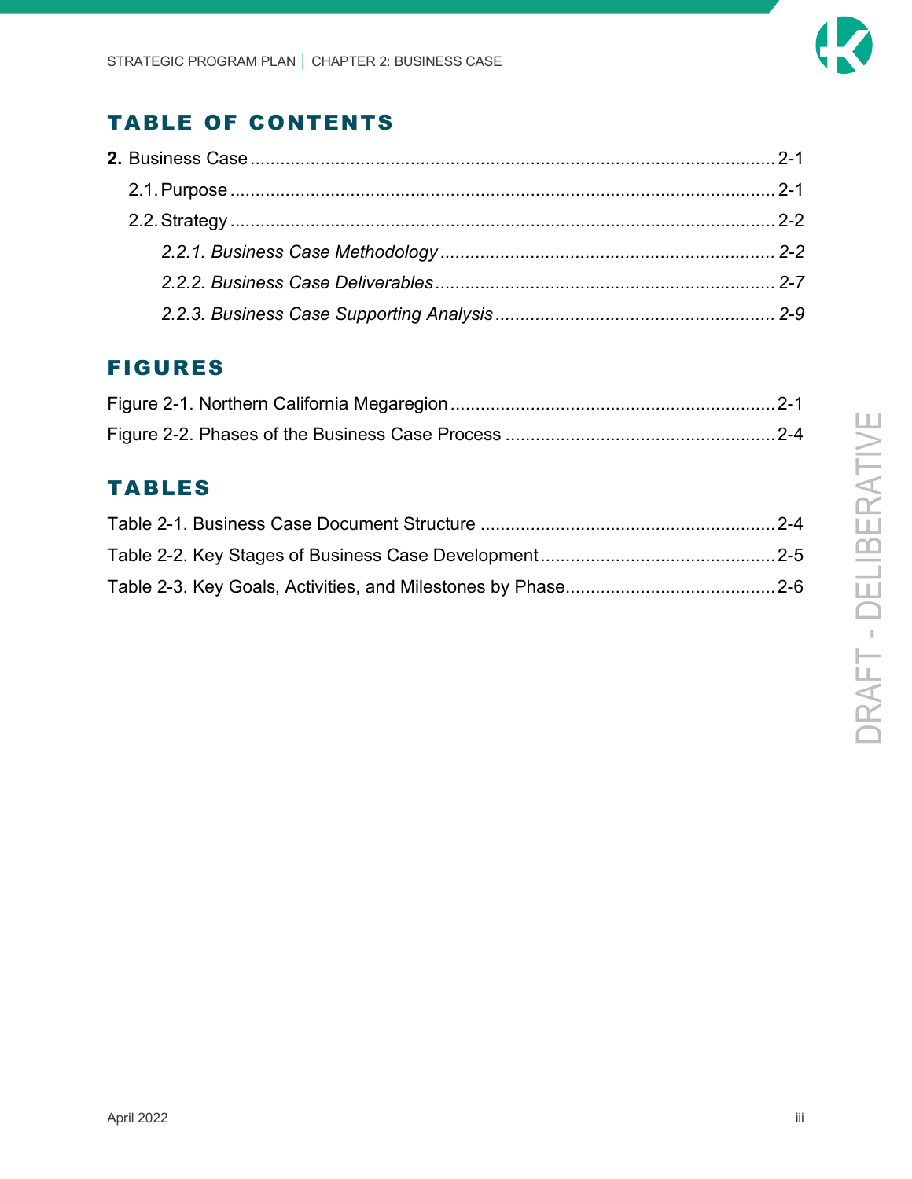# TABLE OF CONTENTS

**2.** Business Case ........................................................................................................ 2-1

2.1. Purpose ........................................................................................................... 2-1

2.2. Strategy ........................................................................................................... 2-2

*2.2.1. Business Case Methodology* .................................................................. *2-2*

*2.2.2. Business Case Deliverables* .................................................................... *2-7*

*2.2.3. Business Case Supporting Analysis* ....................................................... *2-9*

# FIGURES

Figure 2-1. Northern California Megaregion ................................................................ 2-1

Figure 2-2. Phases of the Business Case Process ..................................................... 2-4

# TABLES

Table 2-1. Business Case Document Structure .......................................................... 2-4

Table 2-2. Key Stages of Business Case Development ............................................... 2-5

Table 2-3. Key Goals, Activities, and Milestones by Phase.......................................... 2-6

DRAFT - DELIBERATIVE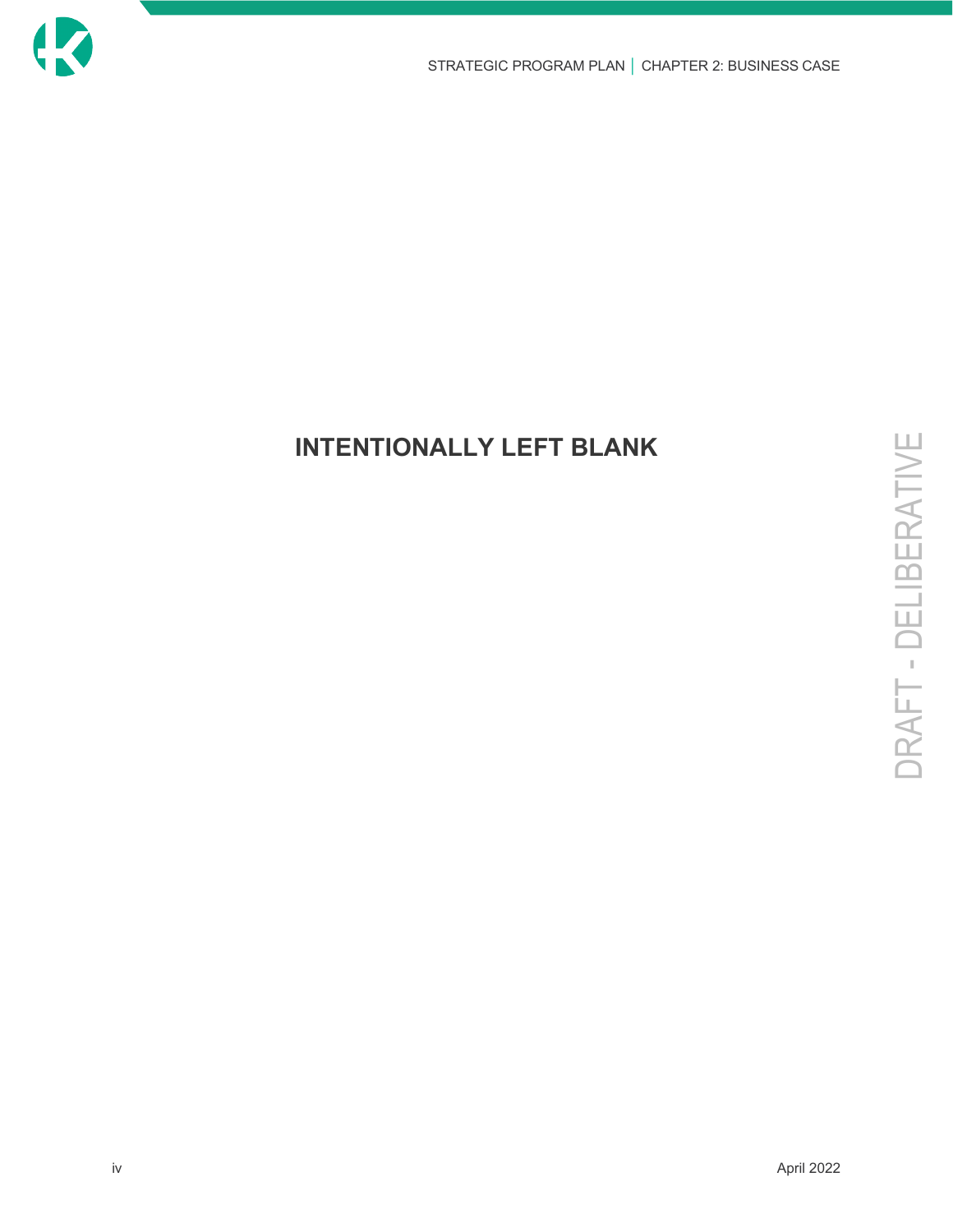**INTENTIONALLY LEFT BLANK**

DRAFT - DELIBERATIVE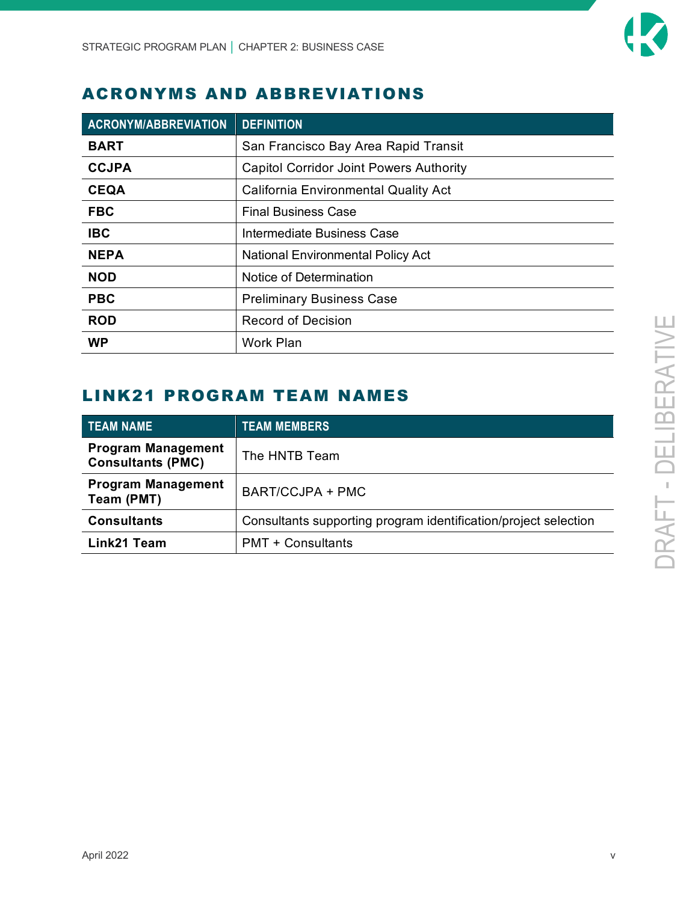## ACRONYMS AND ABBREVIATIONS

| ACRONYM/ABBREVIATION | DEFINITION |
|---|---|
| **BART** | San Francisco Bay Area Rapid Transit |
| **CCJPA** | Capitol Corridor Joint Powers Authority |
| **CEQA** | California Environmental Quality Act |
| **FBC** | Final Business Case |
| **IBC** | Intermediate Business Case |
| **NEPA** | National Environmental Policy Act |
| **NOD** | Notice of Determination |
| **PBC** | Preliminary Business Case |
| **ROD** | Record of Decision |
| **WP** | Work Plan |

## LINK21 PROGRAM TEAM NAMES

| TEAM NAME | TEAM MEMBERS |
|---|---|
| **Program Management Consultants (PMC)** | The HNTB Team |
| **Program Management Team (PMT)** | BART/CCJPA + PMC |
| **Consultants** | Consultants supporting program identification/project selection |
| **Link21 Team** | PMT + Consultants |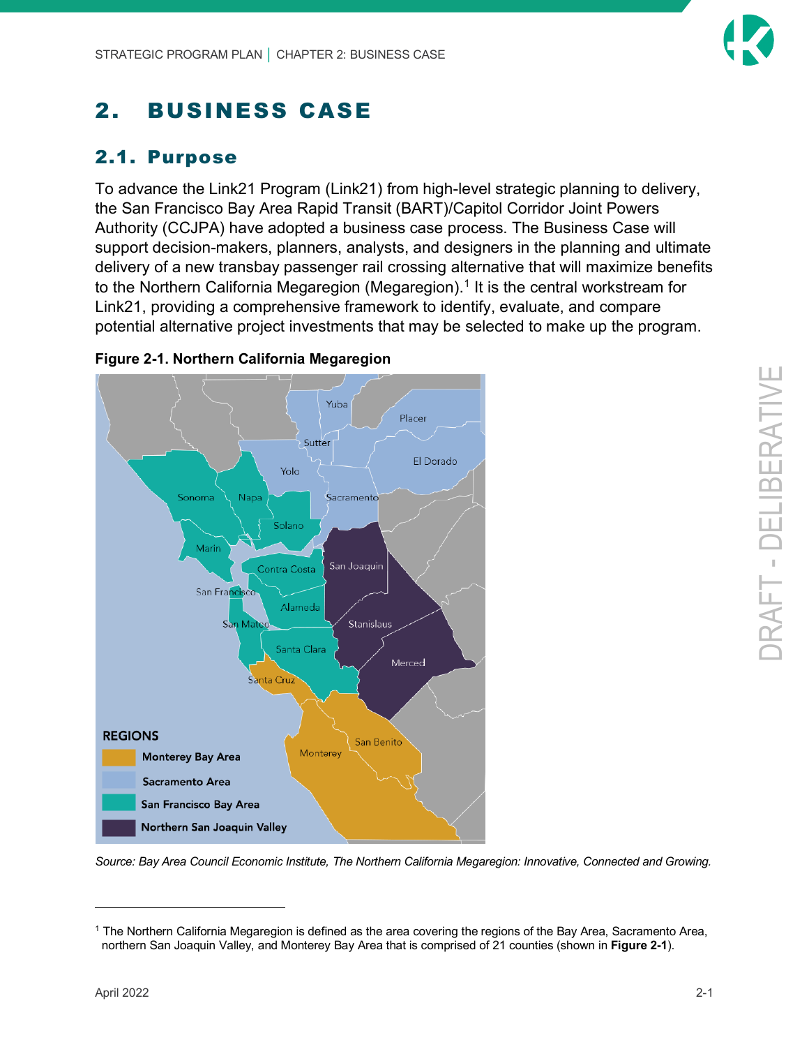# 2. BUSINESS CASE

## 2.1. Purpose

To advance the Link21 Program (Link21) from high-level strategic planning to delivery, the San Francisco Bay Area Rapid Transit (BART)/Capitol Corridor Joint Powers Authority (CCJPA) have adopted a business case process. The Business Case will support decision-makers, planners, analysts, and designers in the planning and ultimate delivery of a new transbay passenger rail crossing alternative that will maximize benefits to the Northern California Megaregion (Megaregion).[1] It is the central workstream for Link21, providing a comprehensive framework to identify, evaluate, and compare potential alternative project investments that may be selected to make up the program.

**Figure 2-1. Northern California Megaregion**

*Source: Bay Area Council Economic Institute, The Northern California Megaregion: Innovative, Connected and Growing.*

[1] The Northern California Megaregion is defined as the area covering the regions of the Bay Area, Sacramento Area, northern San Joaquin Valley, and Monterey Bay Area that is comprised of 21 counties (shown in **Figure 2-1**).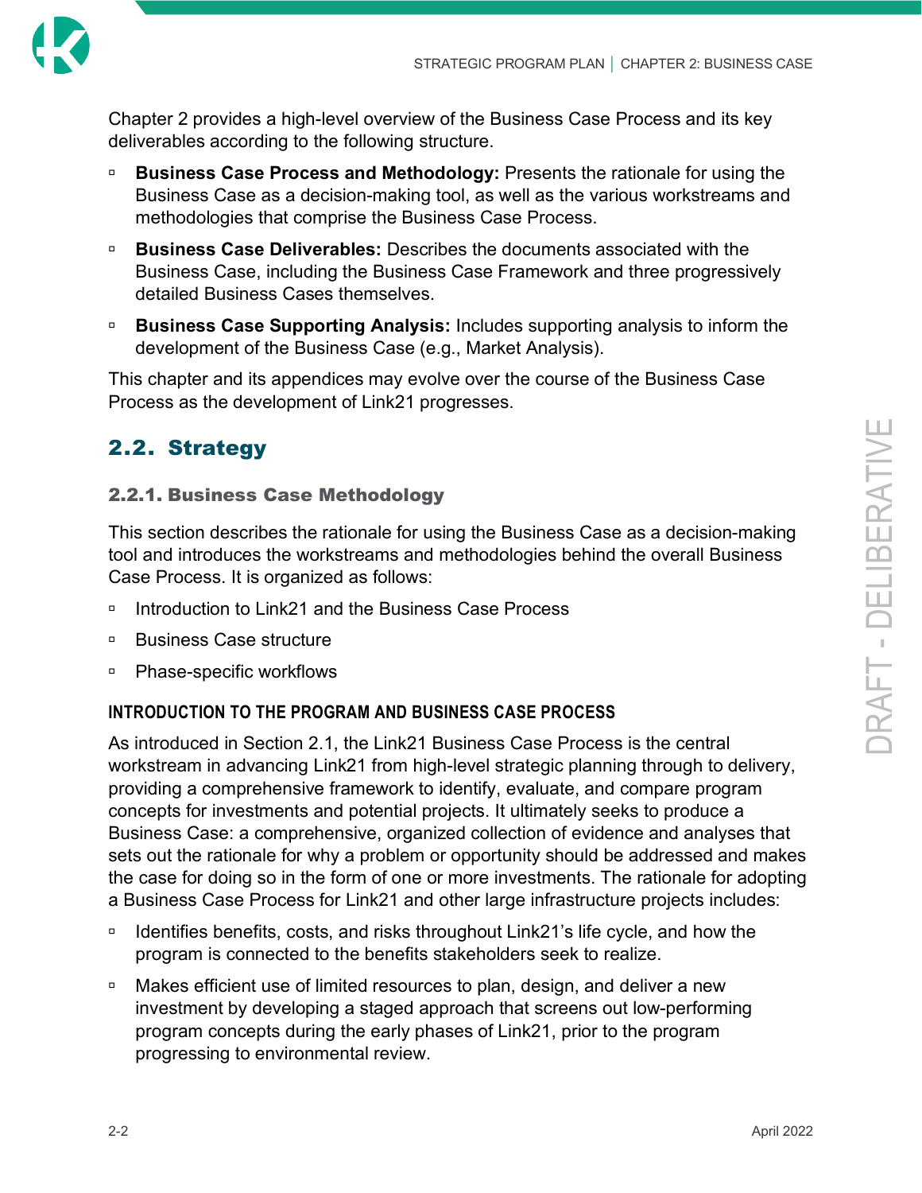Chapter 2 provides a high-level overview of the Business Case Process and its key deliverables according to the following structure.

- **Business Case Process and Methodology:** Presents the rationale for using the Business Case as a decision-making tool, as well as the various workstreams and methodologies that comprise the Business Case Process.
- **Business Case Deliverables:** Describes the documents associated with the Business Case, including the Business Case Framework and three progressively detailed Business Cases themselves.
- **Business Case Supporting Analysis:** Includes supporting analysis to inform the development of the Business Case (e.g., Market Analysis).

This chapter and its appendices may evolve over the course of the Business Case Process as the development of Link21 progresses.

## 2.2. Strategy

### 2.2.1. Business Case Methodology

This section describes the rationale for using the Business Case as a decision-making tool and introduces the workstreams and methodologies behind the overall Business Case Process. It is organized as follows:

- Introduction to Link21 and the Business Case Process
- Business Case structure
- Phase-specific workflows

#### INTRODUCTION TO THE PROGRAM AND BUSINESS CASE PROCESS

As introduced in Section 2.1, the Link21 Business Case Process is the central workstream in advancing Link21 from high-level strategic planning through to delivery, providing a comprehensive framework to identify, evaluate, and compare program concepts for investments and potential projects. It ultimately seeks to produce a Business Case: a comprehensive, organized collection of evidence and analyses that sets out the rationale for why a problem or opportunity should be addressed and makes the case for doing so in the form of one or more investments. The rationale for adopting a Business Case Process for Link21 and other large infrastructure projects includes:

- Identifies benefits, costs, and risks throughout Link21's life cycle, and how the program is connected to the benefits stakeholders seek to realize.
- Makes efficient use of limited resources to plan, design, and deliver a new investment by developing a staged approach that screens out low-performing program concepts during the early phases of Link21, prior to the program progressing to environmental review.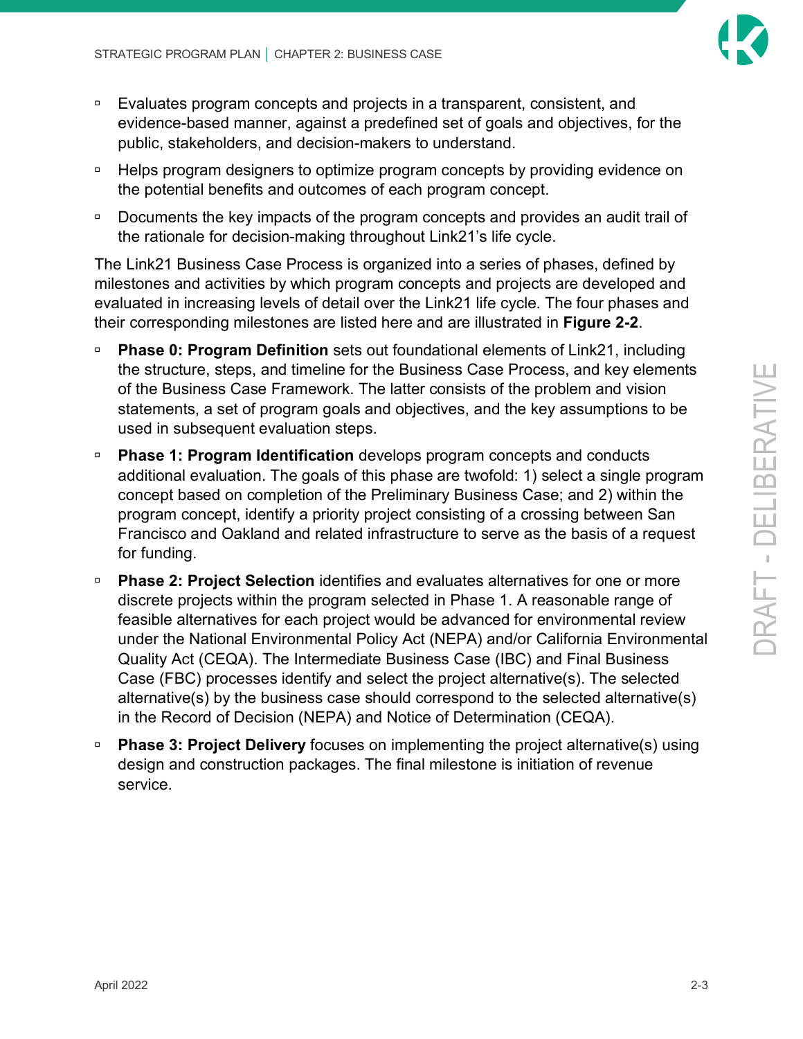- Evaluates program concepts and projects in a transparent, consistent, and evidence-based manner, against a predefined set of goals and objectives, for the public, stakeholders, and decision-makers to understand.
- Helps program designers to optimize program concepts by providing evidence on the potential benefits and outcomes of each program concept.
- Documents the key impacts of the program concepts and provides an audit trail of the rationale for decision-making throughout Link21's life cycle.

The Link21 Business Case Process is organized into a series of phases, defined by milestones and activities by which program concepts and projects are developed and evaluated in increasing levels of detail over the Link21 life cycle. The four phases and their corresponding milestones are listed here and are illustrated in **Figure 2-2**.

- **Phase 0: Program Definition** sets out foundational elements of Link21, including the structure, steps, and timeline for the Business Case Process, and key elements of the Business Case Framework. The latter consists of the problem and vision statements, a set of program goals and objectives, and the key assumptions to be used in subsequent evaluation steps.
- **Phase 1: Program Identification** develops program concepts and conducts additional evaluation. The goals of this phase are twofold: 1) select a single program concept based on completion of the Preliminary Business Case; and 2) within the program concept, identify a priority project consisting of a crossing between San Francisco and Oakland and related infrastructure to serve as the basis of a request for funding.
- **Phase 2: Project Selection** identifies and evaluates alternatives for one or more discrete projects within the program selected in Phase 1. A reasonable range of feasible alternatives for each project would be advanced for environmental review under the National Environmental Policy Act (NEPA) and/or California Environmental Quality Act (CEQA). The Intermediate Business Case (IBC) and Final Business Case (FBC) processes identify and select the project alternative(s). The selected alternative(s) by the business case should correspond to the selected alternative(s) in the Record of Decision (NEPA) and Notice of Determination (CEQA).
- **Phase 3: Project Delivery** focuses on implementing the project alternative(s) using design and construction packages. The final milestone is initiation of revenue service.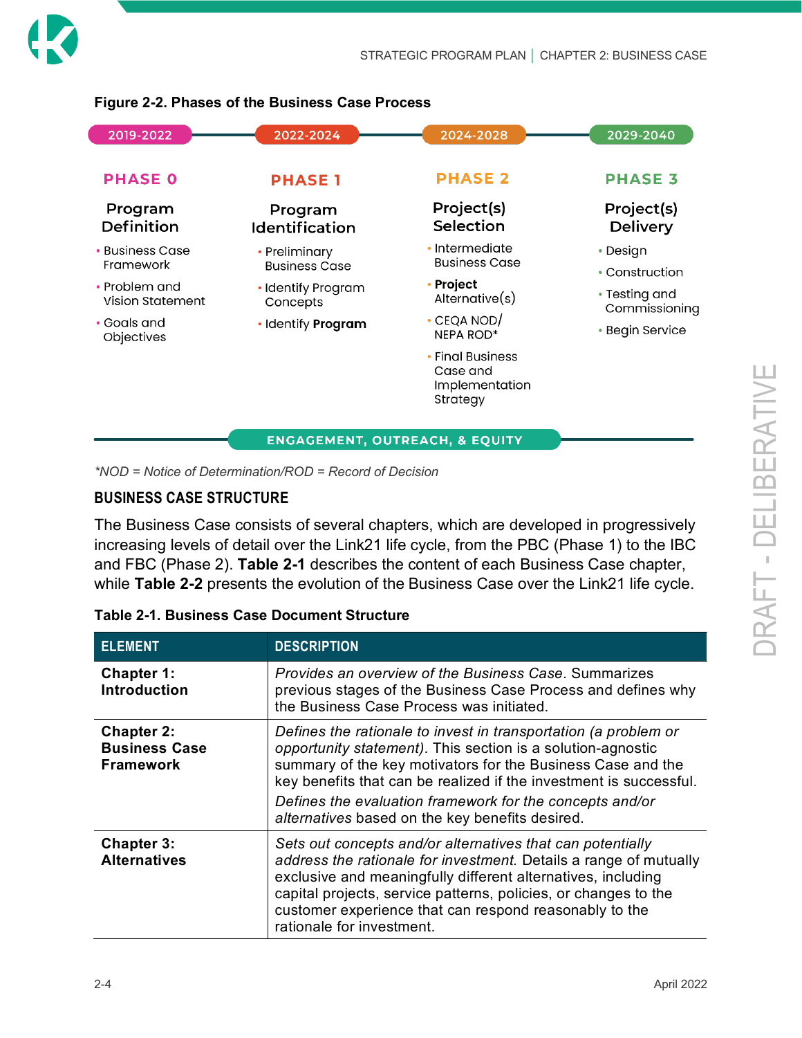**Figure 2-2. Phases of the Business Case Process**

| 2019-2022 | 2022-2024 | 2024-2028 | 2029-2040 |
|---|---|---|---|
| **PHASE 0** | **PHASE 1** | **PHASE 2** | **PHASE 3** |
| **Program Definition** | **Program Identification** | **Project(s) Selection** | **Project(s) Delivery** |
| • Business Case Framework<br>• Problem and Vision Statement<br>• Goals and Objectives | • Preliminary Business Case<br>• Identify Program Concepts<br>• Identify **Program** | • Intermediate Business Case<br>• **Project** Alternative(s)<br>• CEQA NOD/ NEPA ROD*<br>• Final Business Case and Implementation Strategy | • Design<br>• Construction<br>• Testing and Commissioning<br>• Begin Service |

ENGAGEMENT, OUTREACH, & EQUITY

*\*NOD = Notice of Determination/ROD = Record of Decision*

## BUSINESS CASE STRUCTURE

The Business Case consists of several chapters, which are developed in progressively increasing levels of detail over the Link21 life cycle, from the PBC (Phase 1) to the IBC and FBC (Phase 2). **Table 2-1** describes the content of each Business Case chapter, while **Table 2-2** presents the evolution of the Business Case over the Link21 life cycle.

**Table 2-1. Business Case Document Structure**

| ELEMENT | DESCRIPTION |
|---|---|
| **Chapter 1: Introduction** | *Provides an overview of the Business Case*. Summarizes previous stages of the Business Case Process and defines why the Business Case Process was initiated. |
| **Chapter 2: Business Case Framework** | *Defines the rationale to invest in transportation (a problem or opportunity statement)*. This section is a solution-agnostic summary of the key motivators for the Business Case and the key benefits that can be realized if the investment is successful.<br>*Defines the evaluation framework for the concepts and/or alternatives* based on the key benefits desired. |
| **Chapter 3: Alternatives** | *Sets out concepts and/or alternatives that can potentially address the rationale for investment.* Details a range of mutually exclusive and meaningfully different alternatives, including capital projects, service patterns, policies, or changes to the customer experience that can respond reasonably to the rationale for investment. |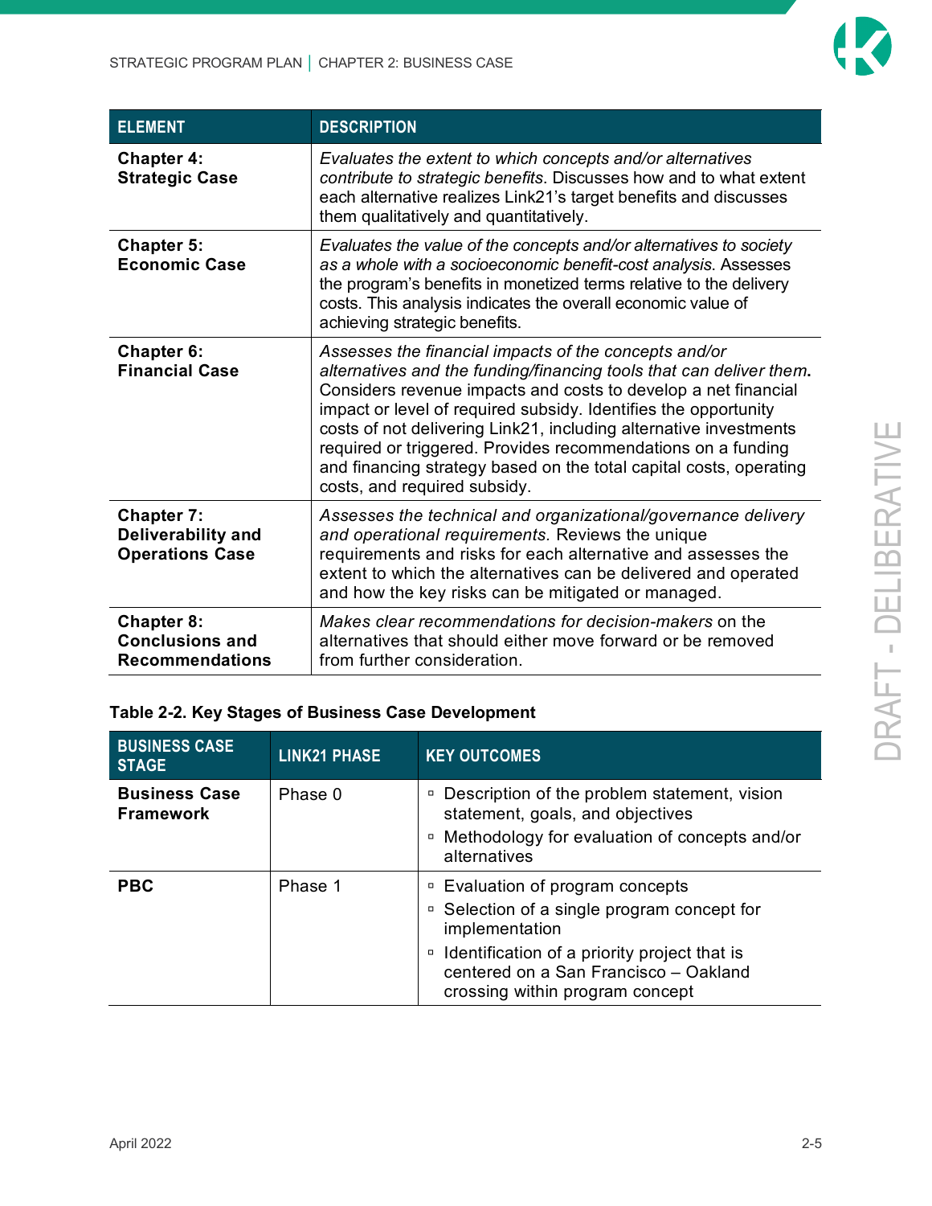| ELEMENT | DESCRIPTION |
|---|---|
| **Chapter 4: Strategic Case** | *Evaluates the extent to which concepts and/or alternatives contribute to strategic benefits*. Discusses how and to what extent each alternative realizes Link21's target benefits and discusses them qualitatively and quantitatively. |
| **Chapter 5: Economic Case** | *Evaluates the value of the concepts and/or alternatives to society as a whole with a socioeconomic benefit-cost analysis*. Assesses the program's benefits in monetized terms relative to the delivery costs. This analysis indicates the overall economic value of achieving strategic benefits. |
| **Chapter 6: Financial Case** | *Assesses the financial impacts of the concepts and/or alternatives and the funding/financing tools that can deliver them*. Considers revenue impacts and costs to develop a net financial impact or level of required subsidy. Identifies the opportunity costs of not delivering Link21, including alternative investments required or triggered. Provides recommendations on a funding and financing strategy based on the total capital costs, operating costs, and required subsidy. |
| **Chapter 7: Deliverability and Operations Case** | *Assesses the technical and organizational/governance delivery and operational requirements*. Reviews the unique requirements and risks for each alternative and assesses the extent to which the alternatives can be delivered and operated and how the key risks can be mitigated or managed. |
| **Chapter 8: Conclusions and Recommendations** | *Makes clear recommendations for decision-makers* on the alternatives that should either move forward or be removed from further consideration. |

**Table 2-2. Key Stages of Business Case Development**

| BUSINESS CASE STAGE | LINK21 PHASE | KEY OUTCOMES |
|---|---|---|
| **Business Case Framework** | Phase 0 | ▫ Description of the problem statement, vision statement, goals, and objectives<br>▫ Methodology for evaluation of concepts and/or alternatives |
| **PBC** | Phase 1 | ▫ Evaluation of program concepts<br>▫ Selection of a single program concept for implementation<br>▫ Identification of a priority project that is centered on a San Francisco – Oakland crossing within program concept |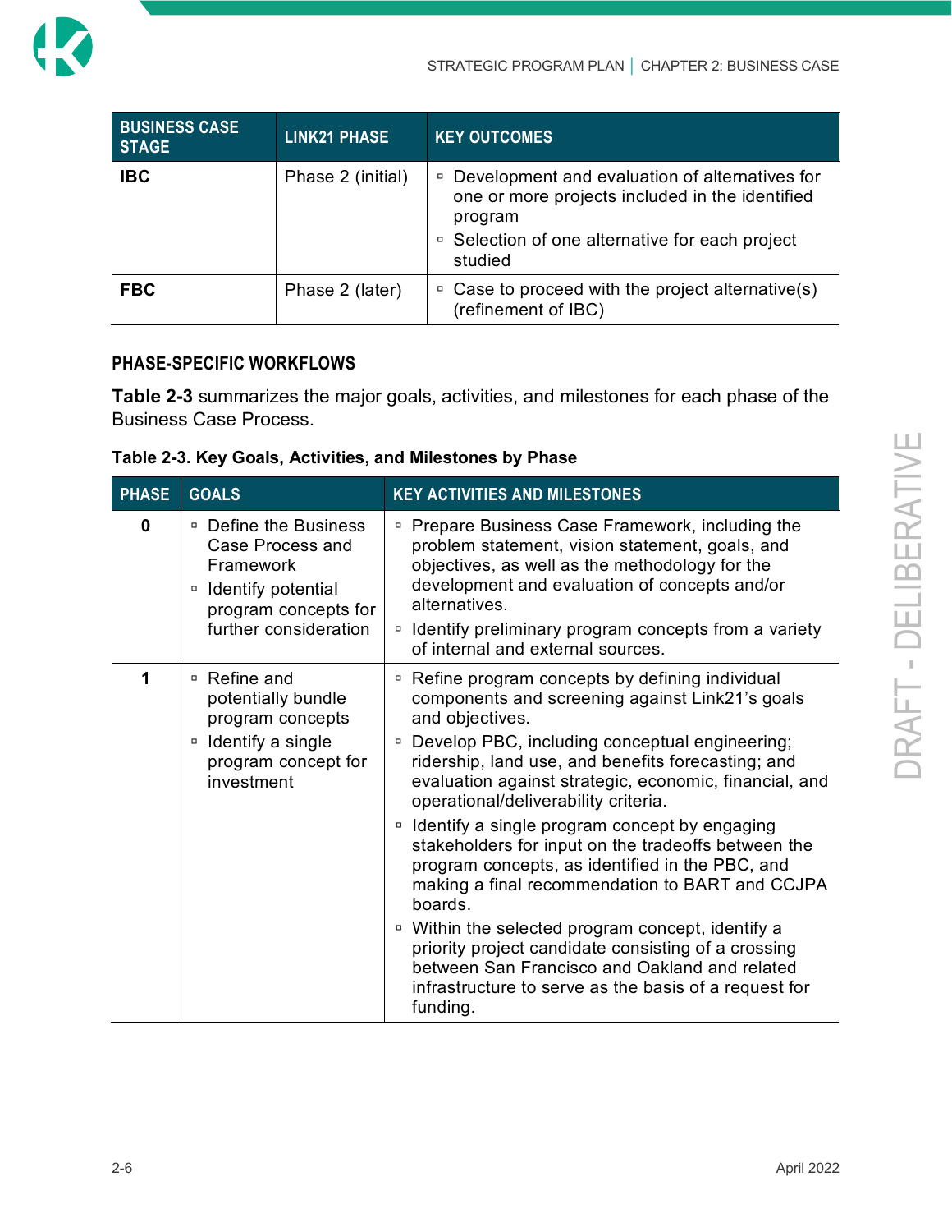| BUSINESS CASE STAGE | LINK21 PHASE | KEY OUTCOMES |
|---|---|---|
| **IBC** | Phase 2 (initial) | ▫ Development and evaluation of alternatives for one or more projects included in the identified program<br>▫ Selection of one alternative for each project studied |
| **FBC** | Phase 2 (later) | ▫ Case to proceed with the project alternative(s) (refinement of IBC) |

## PHASE-SPECIFIC WORKFLOWS

**Table 2-3** summarizes the major goals, activities, and milestones for each phase of the Business Case Process.

**Table 2-3. Key Goals, Activities, and Milestones by Phase**

| PHASE | GOALS | KEY ACTIVITIES AND MILESTONES |
|---|---|---|
| **0** | ▫ Define the Business Case Process and Framework<br>▫ Identify potential program concepts for further consideration | ▫ Prepare Business Case Framework, including the problem statement, vision statement, goals, and objectives, as well as the methodology for the development and evaluation of concepts and/or alternatives.<br>▫ Identify preliminary program concepts from a variety of internal and external sources. |
| **1** | ▫ Refine and potentially bundle program concepts<br>▫ Identify a single program concept for investment | ▫ Refine program concepts by defining individual components and screening against Link21's goals and objectives.<br>▫ Develop PBC, including conceptual engineering; ridership, land use, and benefits forecasting; and evaluation against strategic, economic, financial, and operational/deliverability criteria.<br>▫ Identify a single program concept by engaging stakeholders for input on the tradeoffs between the program concepts, as identified in the PBC, and making a final recommendation to BART and CCJPA boards.<br>▫ Within the selected program concept, identify a priority project candidate consisting of a crossing between San Francisco and Oakland and related infrastructure to serve as the basis of a request for funding. |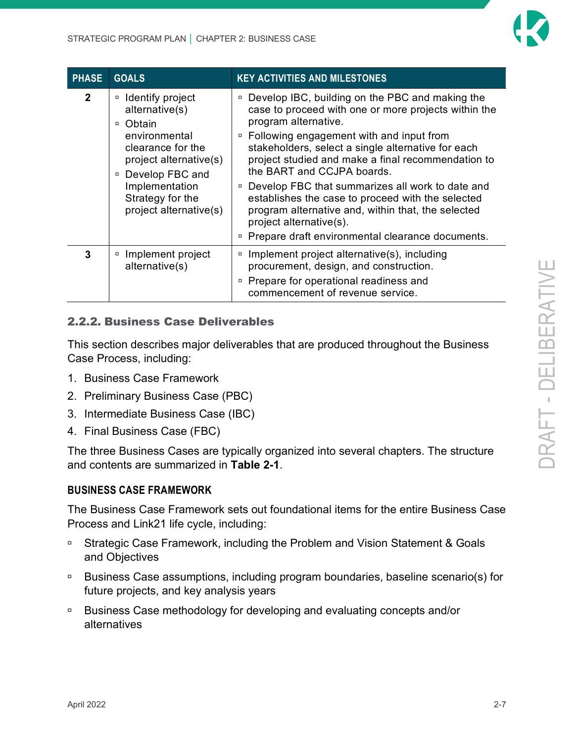| PHASE | GOALS | KEY ACTIVITIES AND MILESTONES |
|---|---|---|
| 2 | ▫ Identify project alternative(s)<br>▫ Obtain environmental clearance for the project alternative(s)<br>▫ Develop FBC and Implementation Strategy for the project alternative(s) | ▫ Develop IBC, building on the PBC and making the case to proceed with one or more projects within the program alternative.<br>▫ Following engagement with and input from stakeholders, select a single alternative for each project studied and make a final recommendation to the BART and CCJPA boards.<br>▫ Develop FBC that summarizes all work to date and establishes the case to proceed with the selected program alternative and, within that, the selected project alternative(s).<br>▫ Prepare draft environmental clearance documents. |
| 3 | ▫ Implement project alternative(s) | ▫ Implement project alternative(s), including procurement, design, and construction.<br>▫ Prepare for operational readiness and commencement of revenue service. |

### 2.2.2. Business Case Deliverables

This section describes major deliverables that are produced throughout the Business Case Process, including:

1. Business Case Framework
2. Preliminary Business Case (PBC)
3. Intermediate Business Case (IBC)
4. Final Business Case (FBC)

The three Business Cases are typically organized into several chapters. The structure and contents are summarized in **Table 2-1**.

#### BUSINESS CASE FRAMEWORK

The Business Case Framework sets out foundational items for the entire Business Case Process and Link21 life cycle, including:

- Strategic Case Framework, including the Problem and Vision Statement & Goals and Objectives
- Business Case assumptions, including program boundaries, baseline scenario(s) for future projects, and key analysis years
- Business Case methodology for developing and evaluating concepts and/or alternatives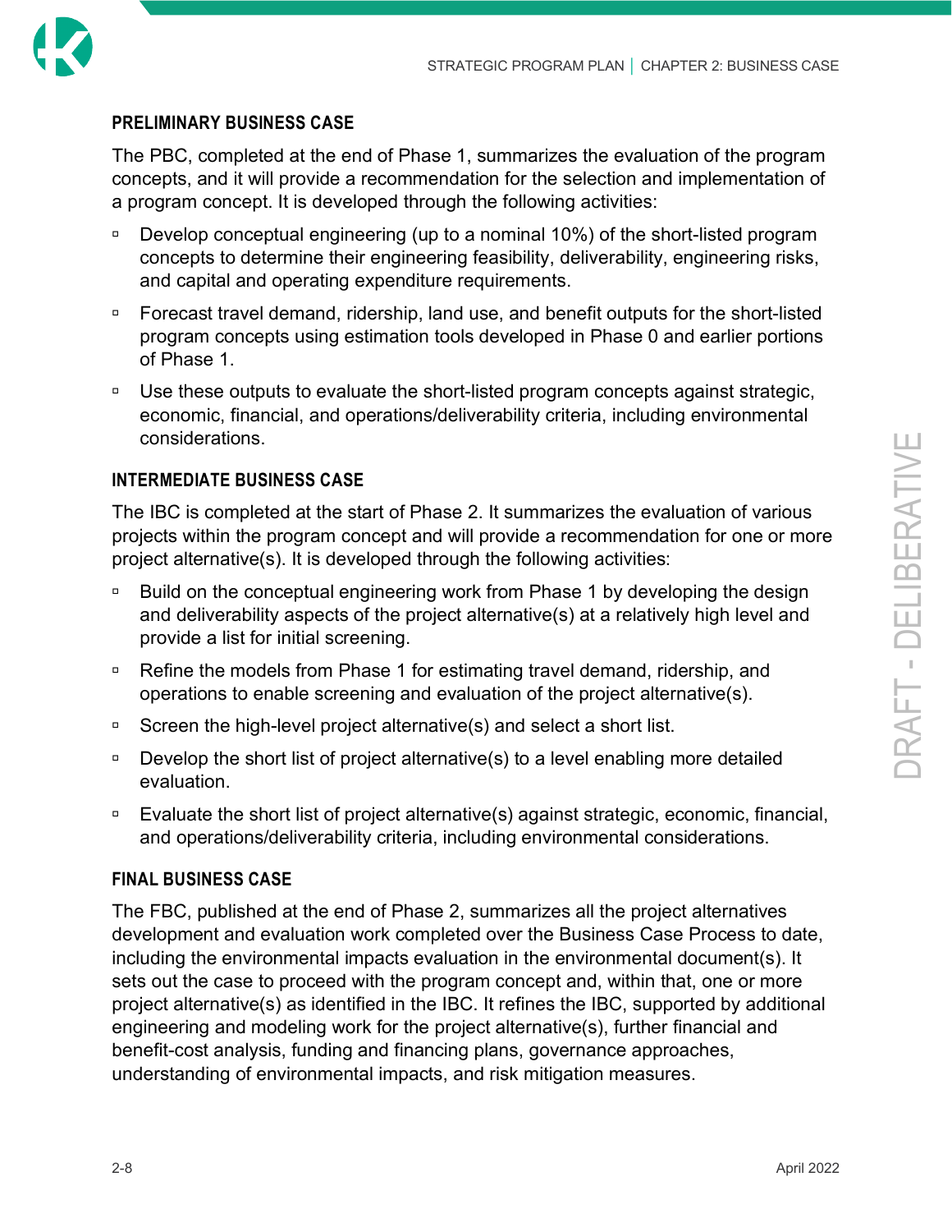### PRELIMINARY BUSINESS CASE

The PBC, completed at the end of Phase 1, summarizes the evaluation of the program concepts, and it will provide a recommendation for the selection and implementation of a program concept. It is developed through the following activities:

- Develop conceptual engineering (up to a nominal 10%) of the short-listed program concepts to determine their engineering feasibility, deliverability, engineering risks, and capital and operating expenditure requirements.
- Forecast travel demand, ridership, land use, and benefit outputs for the short-listed program concepts using estimation tools developed in Phase 0 and earlier portions of Phase 1.
- Use these outputs to evaluate the short-listed program concepts against strategic, economic, financial, and operations/deliverability criteria, including environmental considerations.

### INTERMEDIATE BUSINESS CASE

The IBC is completed at the start of Phase 2. It summarizes the evaluation of various projects within the program concept and will provide a recommendation for one or more project alternative(s). It is developed through the following activities:

- Build on the conceptual engineering work from Phase 1 by developing the design and deliverability aspects of the project alternative(s) at a relatively high level and provide a list for initial screening.
- Refine the models from Phase 1 for estimating travel demand, ridership, and operations to enable screening and evaluation of the project alternative(s).
- Screen the high-level project alternative(s) and select a short list.
- Develop the short list of project alternative(s) to a level enabling more detailed evaluation.
- Evaluate the short list of project alternative(s) against strategic, economic, financial, and operations/deliverability criteria, including environmental considerations.

### FINAL BUSINESS CASE

The FBC, published at the end of Phase 2, summarizes all the project alternatives development and evaluation work completed over the Business Case Process to date, including the environmental impacts evaluation in the environmental document(s). It sets out the case to proceed with the program concept and, within that, one or more project alternative(s) as identified in the IBC. It refines the IBC, supported by additional engineering and modeling work for the project alternative(s), further financial and benefit-cost analysis, funding and financing plans, governance approaches, understanding of environmental impacts, and risk mitigation measures.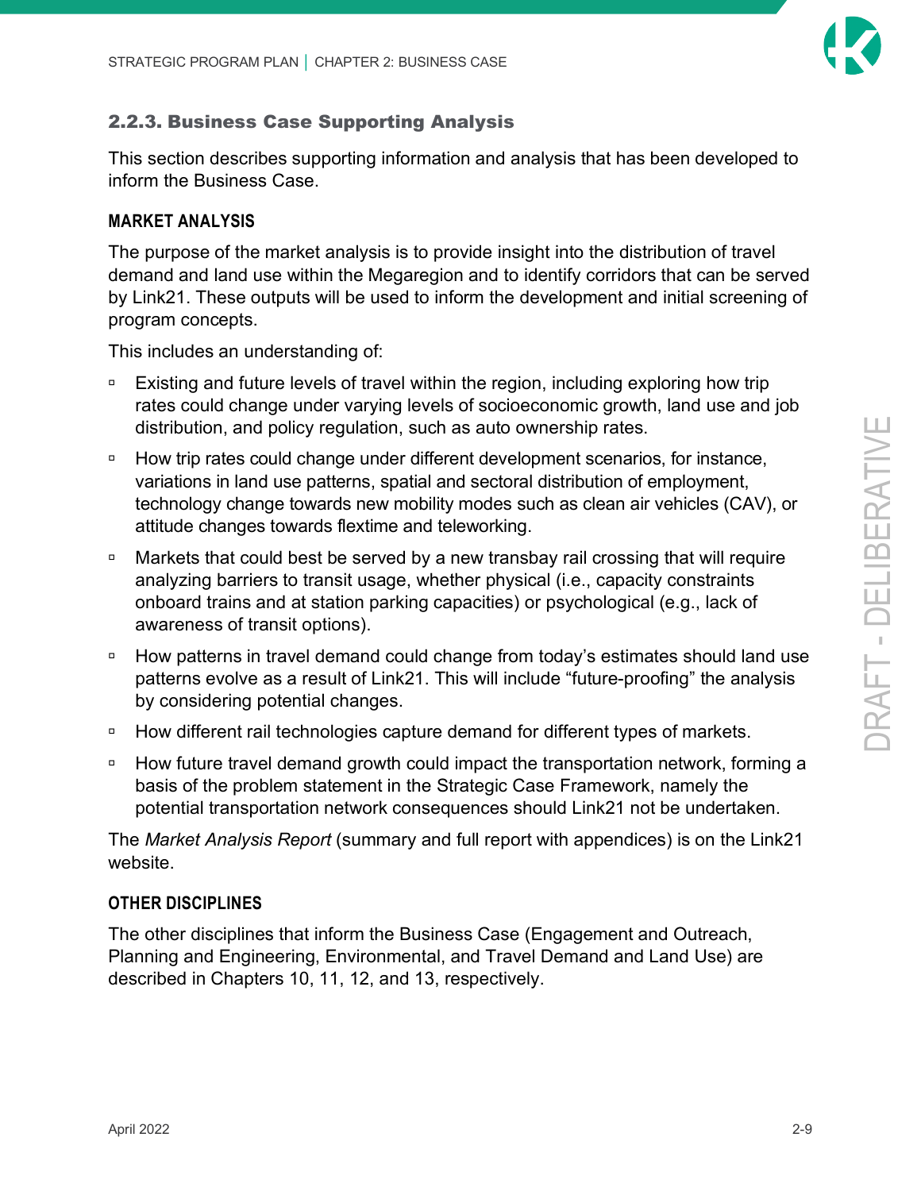### 2.2.3. Business Case Supporting Analysis

This section describes supporting information and analysis that has been developed to inform the Business Case.

#### MARKET ANALYSIS

The purpose of the market analysis is to provide insight into the distribution of travel demand and land use within the Megaregion and to identify corridors that can be served by Link21. These outputs will be used to inform the development and initial screening of program concepts.

This includes an understanding of:

- Existing and future levels of travel within the region, including exploring how trip rates could change under varying levels of socioeconomic growth, land use and job distribution, and policy regulation, such as auto ownership rates.
- How trip rates could change under different development scenarios, for instance, variations in land use patterns, spatial and sectoral distribution of employment, technology change towards new mobility modes such as clean air vehicles (CAV), or attitude changes towards flextime and teleworking.
- Markets that could best be served by a new transbay rail crossing that will require analyzing barriers to transit usage, whether physical (i.e., capacity constraints onboard trains and at station parking capacities) or psychological (e.g., lack of awareness of transit options).
- How patterns in travel demand could change from today's estimates should land use patterns evolve as a result of Link21. This will include "future-proofing" the analysis by considering potential changes.
- How different rail technologies capture demand for different types of markets.
- How future travel demand growth could impact the transportation network, forming a basis of the problem statement in the Strategic Case Framework, namely the potential transportation network consequences should Link21 not be undertaken.

The *Market Analysis Report* (summary and full report with appendices) is on the Link21 website.

#### OTHER DISCIPLINES

The other disciplines that inform the Business Case (Engagement and Outreach, Planning and Engineering, Environmental, and Travel Demand and Land Use) are described in Chapters 10, 11, 12, and 13, respectively.